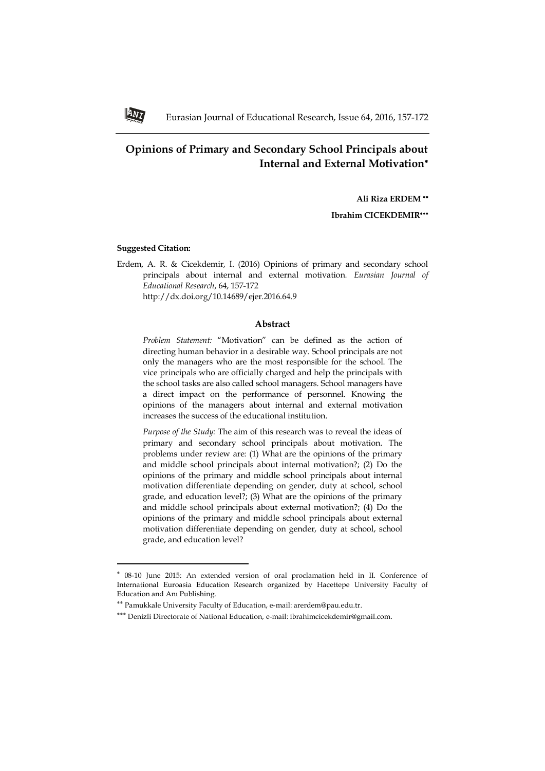# Opinions of Primary and Secondary School Principals about Internal and External Motivation*

**Ali Riza ERDEM** **

**Ibrahim CICEKDEMIR*****

**Suggested Citation:**

Erdem, A. R. & Cicekdemir, I. (2016) Opinions of primary and secondary school principals about internal and external motivation. *Eurasian Journal of Educational Research*, 64, 157-172 http://dx.doi.org/10.14689/ejer.2016.64.9

## Abstract

*Problem Statement:* "Motivation" can be defined as the action of directing human behavior in a desirable way. School principals are not only the managers who are the most responsible for the school. The vice principals who are officially charged and help the principals with the school tasks are also called school managers. School managers have a direct impact on the performance of personnel. Knowing the opinions of the managers about internal and external motivation increases the success of the educational institution.

*Purpose of the Study:* The aim of this research was to reveal the ideas of primary and secondary school principals about motivation. The problems under review are: (1) What are the opinions of the primary and middle school principals about internal motivation?; (2) Do the opinions of the primary and middle school principals about internal motivation differentiate depending on gender, duty at school, school grade, and education level?; (3) What are the opinions of the primary and middle school principals about external motivation?; (4) Do the opinions of the primary and middle school principals about external motivation differentiate depending on gender, duty at school, school grade, and education level?

---

\* 08-10 June 2015: An extended version of oral proclamation held in II. Conference of International Euroasia Education Research organized by Hacettepe University Faculty of Education and Anı Publishing.

\*\* Pamukkale University Faculty of Education, e-mail: arerdem@pau.edu.tr.

\*\*\* Denizli Directorate of National Education, e-mail: ibrahimcicekdemir@gmail.com.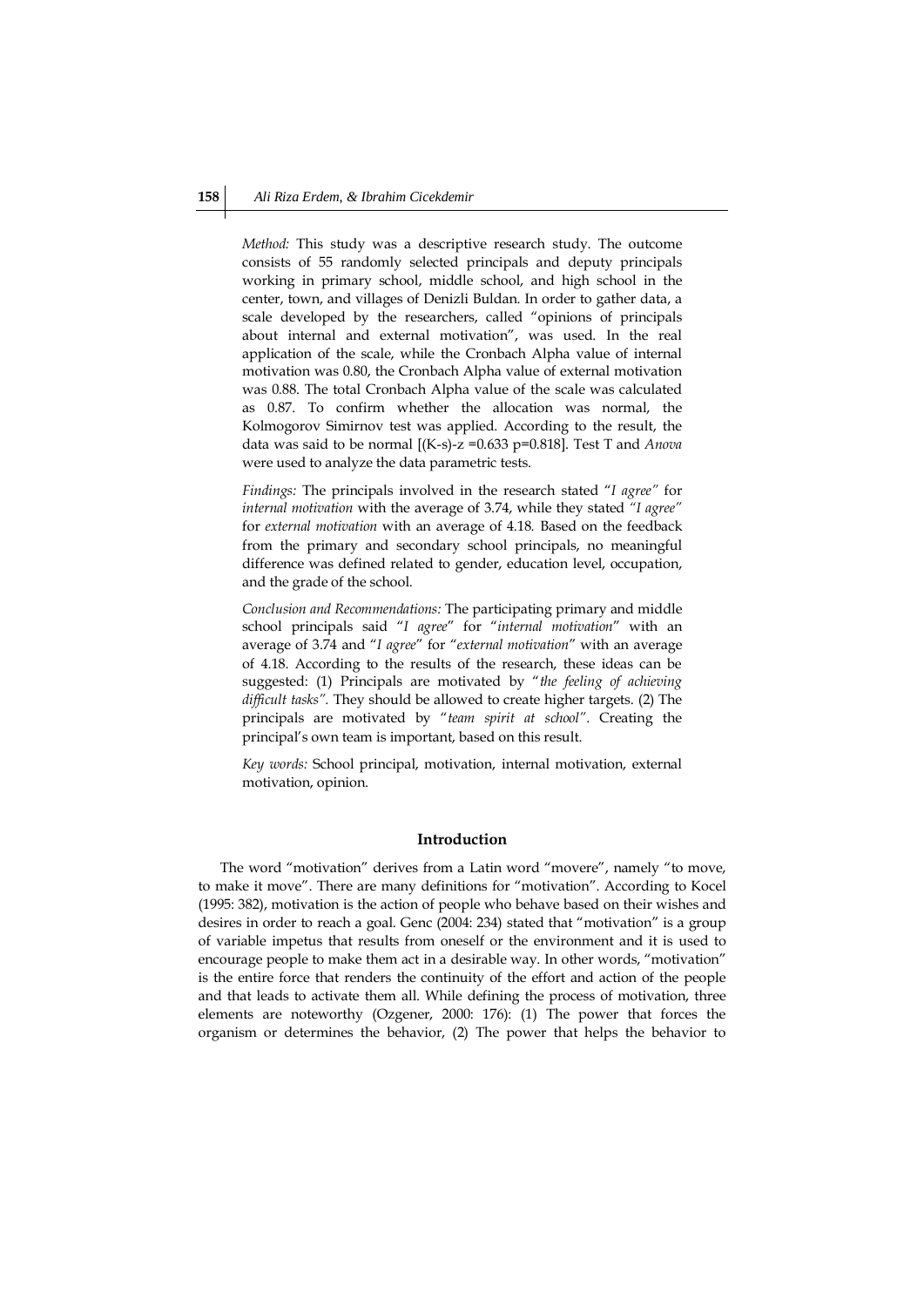*Method:* This study was a descriptive research study. The outcome consists of 55 randomly selected principals and deputy principals working in primary school, middle school, and high school in the center, town, and villages of Denizli Buldan. In order to gather data, a scale developed by the researchers, called "opinions of principals about internal and external motivation", was used. In the real application of the scale, while the Cronbach Alpha value of internal motivation was 0.80, the Cronbach Alpha value of external motivation was 0.88. The total Cronbach Alpha value of the scale was calculated as 0.87. To confirm whether the allocation was normal, the Kolmogorov Simirnov test was applied. According to the result, the data was said to be normal [(K-s)-z =0.633 p=0.818]. Test T and *Anova* were used to analyze the data parametric tests.

*Findings:* The principals involved in the research stated "*I agree*" for *internal motivation* with the average of 3.74, while they stated *"I agree"* for *external motivation* with an average of 4.18*.* Based on the feedback from the primary and secondary school principals, no meaningful difference was defined related to gender, education level, occupation, and the grade of the school.

*Conclusion and Recommendations:* The participating primary and middle school principals said "*I agree*" for "*internal motivation*" with an average of 3.74 and "*I agree*" for "*external motivation*" with an average of 4.18. According to the results of the research, these ideas can be suggested: (1) Principals are motivated by "*the feeling of achieving difficult tasks".* They should be allowed to create higher targets. (2) The principals are motivated by "*team spirit at school".* Creating the principal's own team is important, based on this result.

*Key words:* School principal, motivation, internal motivation, external motivation, opinion.

## Introduction

The word "motivation" derives from a Latin word "movere", namely "to move, to make it move". There are many definitions for "motivation". According to Kocel (1995: 382), motivation is the action of people who behave based on their wishes and desires in order to reach a goal. Genc (2004: 234) stated that "motivation" is a group of variable impetus that results from oneself or the environment and it is used to encourage people to make them act in a desirable way. In other words, "motivation" is the entire force that renders the continuity of the effort and action of the people and that leads to activate them all. While defining the process of motivation, three elements are noteworthy (Ozgener, 2000: 176): (1) The power that forces the organism or determines the behavior, (2) The power that helps the behavior to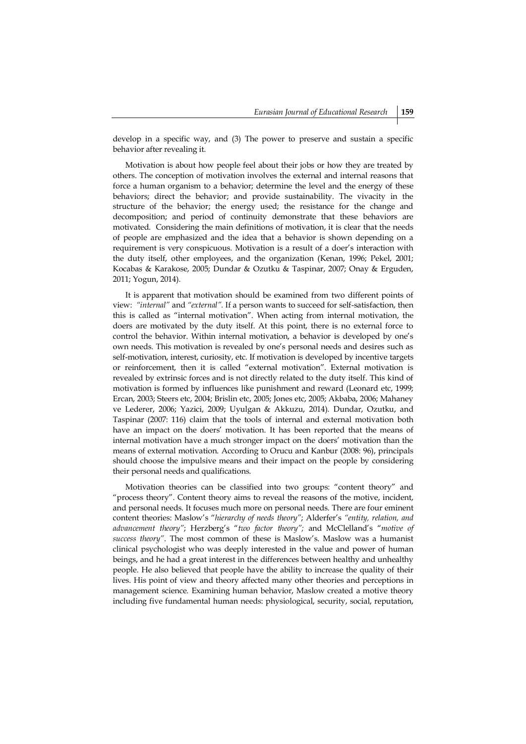develop in a specific way, and (3) The power to preserve and sustain a specific behavior after revealing it.

Motivation is about how people feel about their jobs or how they are treated by others. The conception of motivation involves the external and internal reasons that force a human organism to a behavior; determine the level and the energy of these behaviors; direct the behavior; and provide sustainability. The vivacity in the structure of the behavior; the energy used; the resistance for the change and decomposition; and period of continuity demonstrate that these behaviors are motivated. Considering the main definitions of motivation, it is clear that the needs of people are emphasized and the idea that a behavior is shown depending on a requirement is very conspicuous. Motivation is a result of a doer's interaction with the duty itself, other employees, and the organization (Kenan, 1996; Pekel, 2001; Kocabas & Karakose, 2005; Dundar & Ozutku & Taspinar, 2007; Onay & Erguden, 2011; Yogun, 2014).

It is apparent that motivation should be examined from two different points of view: *"internal"* and *"external".* If a person wants to succeed for self-satisfaction, then this is called as "internal motivation". When acting from internal motivation, the doers are motivated by the duty itself. At this point, there is no external force to control the behavior. Within internal motivation, a behavior is developed by one's own needs. This motivation is revealed by one's personal needs and desires such as self-motivation, interest, curiosity, etc. If motivation is developed by incentive targets or reinforcement, then it is called "external motivation". External motivation is revealed by extrinsic forces and is not directly related to the duty itself. This kind of motivation is formed by influences like punishment and reward (Leonard etc, 1999; Ercan, 2003; Steers etc, 2004; Brislin etc, 2005; Jones etc, 2005; Akbaba, 2006; Mahaney ve Lederer, 2006; Yazici, 2009; Uyulgan & Akkuzu, 2014). Dundar, Ozutku, and Taspinar (2007: 116) claim that the tools of internal and external motivation both have an impact on the doers' motivation. It has been reported that the means of internal motivation have a much stronger impact on the doers' motivation than the means of external motivation. According to Orucu and Kanbur (2008: 96), principals should choose the impulsive means and their impact on the people by considering their personal needs and qualifications.

Motivation theories can be classified into two groups: "content theory" and "process theory". Content theory aims to reveal the reasons of the motive, incident, and personal needs. It focuses much more on personal needs. There are four eminent content theories: Maslow's "*hierarchy of needs theory*"; Alderfer's *"entity, relation, and advancement theory"*; Herzberg's "*two factor theory";* and McClelland's "*motive of success theory"*. The most common of these is Maslow's. Maslow was a humanist clinical psychologist who was deeply interested in the value and power of human beings, and he had a great interest in the differences between healthy and unhealthy people. He also believed that people have the ability to increase the quality of their lives. His point of view and theory affected many other theories and perceptions in management science. Examining human behavior, Maslow created a motive theory including five fundamental human needs: physiological, security, social, reputation,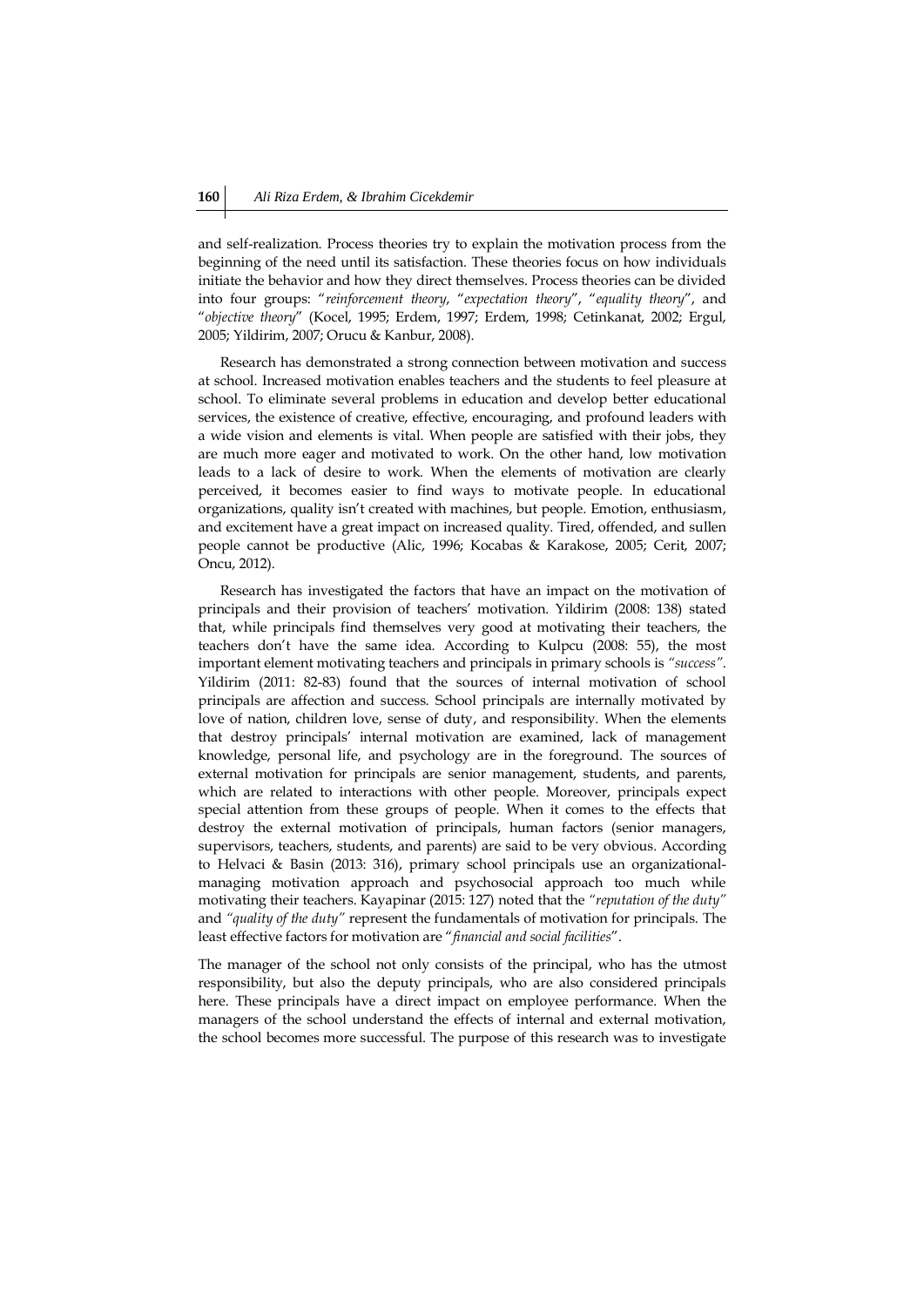and self-realization. Process theories try to explain the motivation process from the beginning of the need until its satisfaction. These theories focus on how individuals initiate the behavior and how they direct themselves. Process theories can be divided into four groups: "*reinforcement theory*, "*expectation theory*", "*equality theory*", and "*objective theory*" (Kocel, 1995; Erdem, 1997; Erdem, 1998; Cetinkanat, 2002; Ergul, 2005; Yildirim, 2007; Orucu & Kanbur, 2008).

Research has demonstrated a strong connection between motivation and success at school. Increased motivation enables teachers and the students to feel pleasure at school. To eliminate several problems in education and develop better educational services, the existence of creative, effective, encouraging, and profound leaders with a wide vision and elements is vital. When people are satisfied with their jobs, they are much more eager and motivated to work. On the other hand, low motivation leads to a lack of desire to work. When the elements of motivation are clearly perceived, it becomes easier to find ways to motivate people. In educational organizations, quality isn't created with machines, but people. Emotion, enthusiasm, and excitement have a great impact on increased quality. Tired, offended, and sullen people cannot be productive (Alic, 1996; Kocabas & Karakose, 2005; Cerit, 2007; Oncu, 2012).

Research has investigated the factors that have an impact on the motivation of principals and their provision of teachers' motivation. Yildirim (2008: 138) stated that, while principals find themselves very good at motivating their teachers, the teachers don't have the same idea. According to Kulpcu (2008: 55), the most important element motivating teachers and principals in primary schools is *"success"*. Yildirim (2011: 82-83) found that the sources of internal motivation of school principals are affection and success. School principals are internally motivated by love of nation, children love, sense of duty, and responsibility. When the elements that destroy principals' internal motivation are examined, lack of management knowledge, personal life, and psychology are in the foreground. The sources of external motivation for principals are senior management, students, and parents, which are related to interactions with other people. Moreover, principals expect special attention from these groups of people. When it comes to the effects that destroy the external motivation of principals, human factors (senior managers, supervisors, teachers, students, and parents) are said to be very obvious. According to Helvaci & Basin (2013: 316), primary school principals use an organizational-managing motivation approach and psychosocial approach too much while motivating their teachers. Kayapinar (2015: 127) noted that the *"reputation of the duty"* and *"quality of the duty"* represent the fundamentals of motivation for principals. The least effective factors for motivation are "*financial and social facilities*".

The manager of the school not only consists of the principal, who has the utmost responsibility, but also the deputy principals, who are also considered principals here. These principals have a direct impact on employee performance. When the managers of the school understand the effects of internal and external motivation, the school becomes more successful. The purpose of this research was to investigate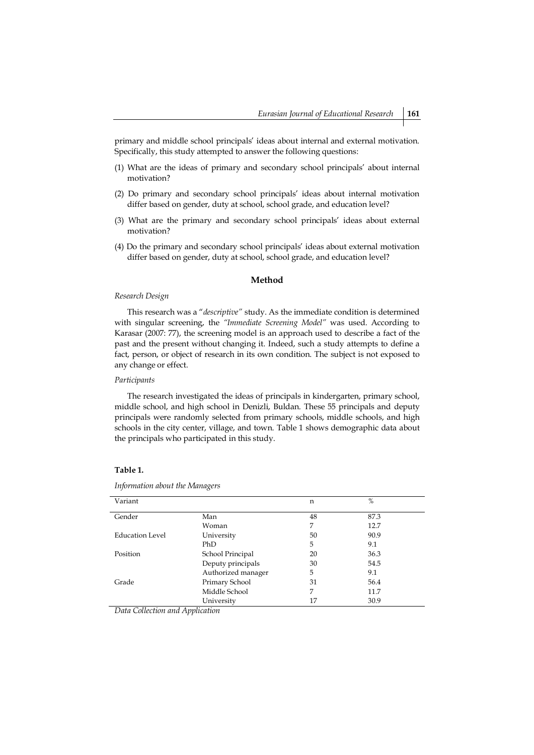primary and middle school principals' ideas about internal and external motivation. Specifically, this study attempted to answer the following questions:

(1) What are the ideas of primary and secondary school principals' about internal motivation?

(2) Do primary and secondary school principals' ideas about internal motivation differ based on gender, duty at school, school grade, and education level?

(3) What are the primary and secondary school principals' ideas about external motivation?

(4) Do the primary and secondary school principals' ideas about external motivation differ based on gender, duty at school, school grade, and education level?

## Method

*Research Design*

This research was a "*descriptive*" study. As the immediate condition is determined with singular screening, the *"Immediate Screening Model"* was used. According to Karasar (2007: 77), the screening model is an approach used to describe a fact of the past and the present without changing it. Indeed, such a study attempts to define a fact, person, or object of research in its own condition. The subject is not exposed to any change or effect.

*Participants*

The research investigated the ideas of principals in kindergarten, primary school, middle school, and high school in Denizli, Buldan. These 55 principals and deputy principals were randomly selected from primary schools, middle schools, and high schools in the city center, village, and town. Table 1 shows demographic data about the principals who participated in this study.

**Table 1.**

*Information about the Managers*

| Variant | | n | % |
|---|---|---|---|
| Gender | Man | 48 | 87.3 |
| | Woman | 7 | 12.7 |
| Education Level | University | 50 | 90.9 |
| | PhD | 5 | 9.1 |
| Position | School Principal | 20 | 36.3 |
| | Deputy principals | 30 | 54.5 |
| | Authorized manager | 5 | 9.1 |
| Grade | Primary School | 31 | 56.4 |
| | Middle School | 7 | 11.7 |
| | University | 17 | 30.9 |

*Data Collection and Application*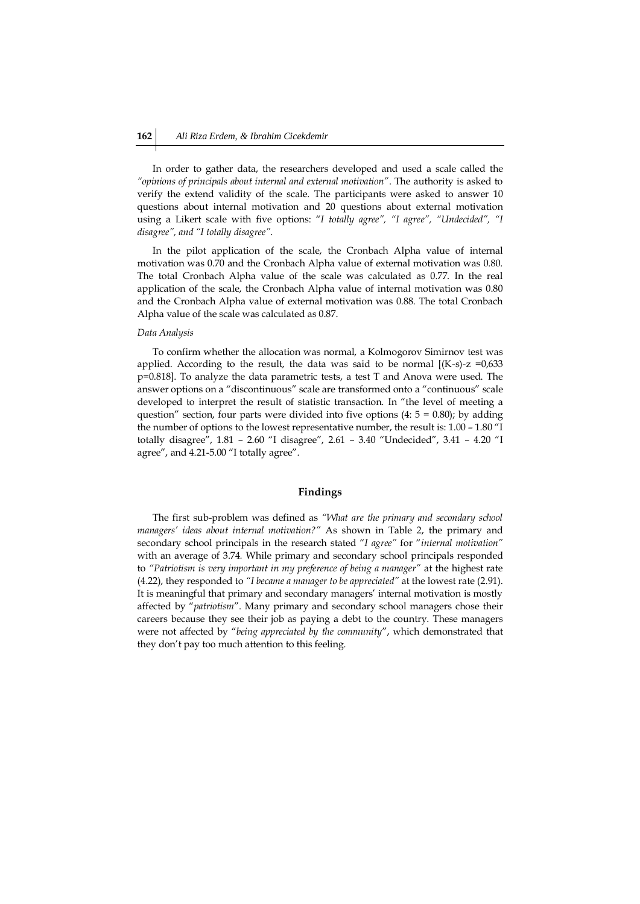In order to gather data, the researchers developed and used a scale called the *"opinions of principals about internal and external motivation"*. The authority is asked to verify the extend validity of the scale. The participants were asked to answer 10 questions about internal motivation and 20 questions about external motivation using a Likert scale with five options: "*I totally agree", "I agree", "Undecided", "I disagree", and "I totally disagree"*.

In the pilot application of the scale, the Cronbach Alpha value of internal motivation was 0.70 and the Cronbach Alpha value of external motivation was 0.80. The total Cronbach Alpha value of the scale was calculated as 0.77. In the real application of the scale, the Cronbach Alpha value of internal motivation was 0.80 and the Cronbach Alpha value of external motivation was 0.88. The total Cronbach Alpha value of the scale was calculated as 0.87.

*Data Analysis*

To confirm whether the allocation was normal, a Kolmogorov Simirnov test was applied. According to the result, the data was said to be normal [(K-s)-z =0,633 p=0.818]. To analyze the data parametric tests, a test T and Anova were used. The answer options on a "discontinuous" scale are transformed onto a "continuous" scale developed to interpret the result of statistic transaction. In "the level of meeting a question" section, four parts were divided into five options (4: 5 = 0.80); by adding the number of options to the lowest representative number, the result is: 1.00 – 1.80 "I totally disagree", 1.81 – 2.60 "I disagree", 2.61 – 3.40 "Undecided", 3.41 – 4.20 "I agree", and 4.21-5.00 "I totally agree".

## Findings

The first sub-problem was defined as *"What are the primary and secondary school managers' ideas about internal motivation?"* As shown in Table 2, the primary and secondary school principals in the research stated "*I agree*" for "*internal motivation*" with an average of 3.74. While primary and secondary school principals responded to *"Patriotism is very important in my preference of being a manager"* at the highest rate (4.22), they responded to *"I became a manager to be appreciated"* at the lowest rate (2.91). It is meaningful that primary and secondary managers' internal motivation is mostly affected by "*patriotism*". Many primary and secondary school managers chose their careers because they see their job as paying a debt to the country. These managers were not affected by "*being appreciated by the community*", which demonstrated that they don't pay too much attention to this feeling.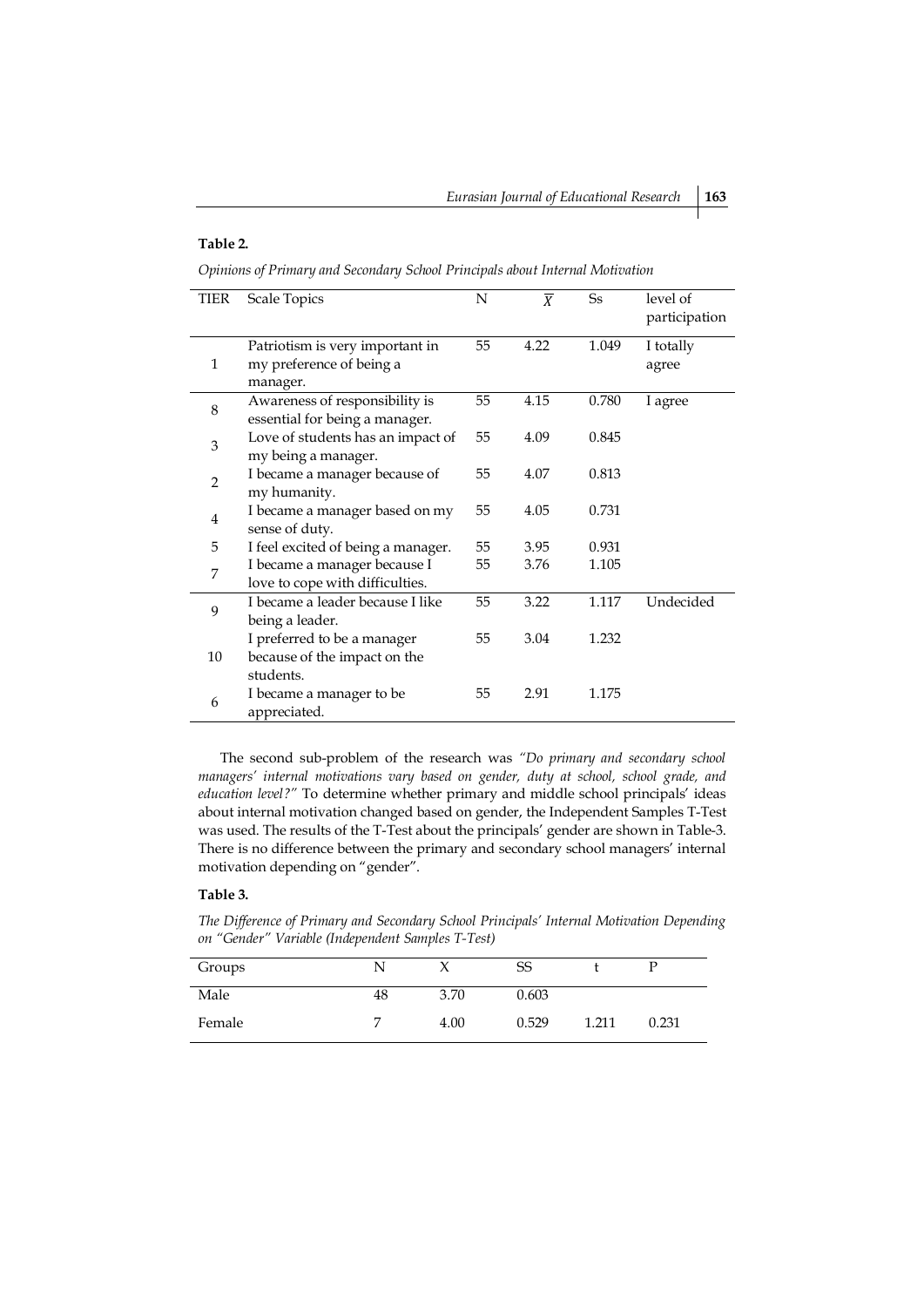**Table 2.**

*Opinions of Primary and Secondary School Principals about Internal Motivation*

| TIER | Scale Topics | N | $\overline{X}$ | Ss | level of participation |
|---|---|---|---|---|---|
| 1 | Patriotism is very important in my preference of being a manager. | 55 | 4.22 | 1.049 | I totally agree |
| 8 | Awareness of responsibility is essential for being a manager. | 55 | 4.15 | 0.780 | I agree |
| 3 | Love of students has an impact of my being a manager. | 55 | 4.09 | 0.845 | |
| 2 | I became a manager because of my humanity. | 55 | 4.07 | 0.813 | |
| 4 | I became a manager based on my sense of duty. | 55 | 4.05 | 0.731 | |
| 5 | I feel excited of being a manager. | 55 | 3.95 | 0.931 | |
| 7 | I became a manager because I love to cope with difficulties. | 55 | 3.76 | 1.105 | |
| 9 | I became a leader because I like being a leader. | 55 | 3.22 | 1.117 | Undecided |
| 10 | I preferred to be a manager because of the impact on the students. | 55 | 3.04 | 1.232 | |
| 6 | I became a manager to be appreciated. | 55 | 2.91 | 1.175 | |

The second sub-problem of the research was *"Do primary and secondary school managers' internal motivations vary based on gender, duty at school, school grade, and education level?"* To determine whether primary and middle school principals' ideas about internal motivation changed based on gender, the Independent Samples T-Test was used. The results of the T-Test about the principals' gender are shown in Table-3. There is no difference between the primary and secondary school managers' internal motivation depending on "gender".

**Table 3.**

*The Difference of Primary and Secondary School Principals' Internal Motivation Depending on "Gender" Variable (Independent Samples T-Test)*

| Groups | N | X | SS | t | P |
|---|---|---|---|---|---|
| Male | 48 | 3.70 | 0.603 | | |
| Female | 7 | 4.00 | 0.529 | 1.211 | 0.231 |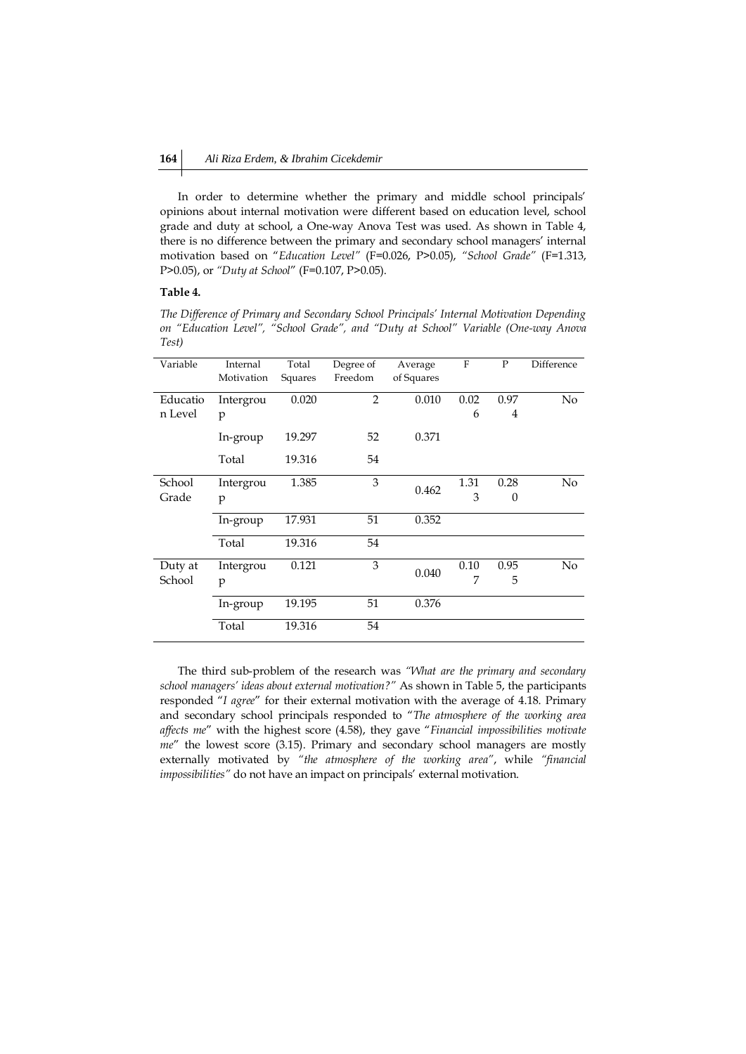In order to determine whether the primary and middle school principals' opinions about internal motivation were different based on education level, school grade and duty at school, a One-way Anova Test was used. As shown in Table 4, there is no difference between the primary and secondary school managers' internal motivation based on "*Education Level"* (F=0.026, P>0.05), *"School Grade"* (F=1.313, P>0.05), or *"Duty at School"* (F=0.107, P>0.05).

**Table 4.**

*The Difference of Primary and Secondary School Principals' Internal Motivation Depending on "Education Level", "School Grade", and "Duty at School" Variable (One-way Anova Test)*

| Variable | Internal Motivation | Total Squares | Degree of Freedom | Average of Squares | F | P | Difference |
|---|---|---|---|---|---|---|---|
| Education Level | Intergroup | 0.020 | 2 | 0.010 | 0.026 | 0.974 | No |
| | In-group | 19.297 | 52 | 0.371 | | | |
| | Total | 19.316 | 54 | | | | |
| School Grade | Intergroup | 1.385 | 3 | 0.462 | 1.313 | 0.280 | No |
| | In-group | 17.931 | 51 | 0.352 | | | |
| | Total | 19.316 | 54 | | | | |
| Duty at School | Intergroup | 0.121 | 3 | 0.040 | 0.107 | 0.955 | No |
| | In-group | 19.195 | 51 | 0.376 | | | |
| | Total | 19.316 | 54 | | | | |

The third sub-problem of the research was *"What are the primary and secondary school managers' ideas about external motivation?"* As shown in Table 5, the participants responded "*I agree*" for their external motivation with the average of 4.18. Primary and secondary school principals responded to "*The atmosphere of the working area affects me*" with the highest score (4.58), they gave "*Financial impossibilities motivate me*" the lowest score (3.15). Primary and secondary school managers are mostly externally motivated by *"the atmosphere of the working area"*, while *"financial impossibilities"* do not have an impact on principals' external motivation.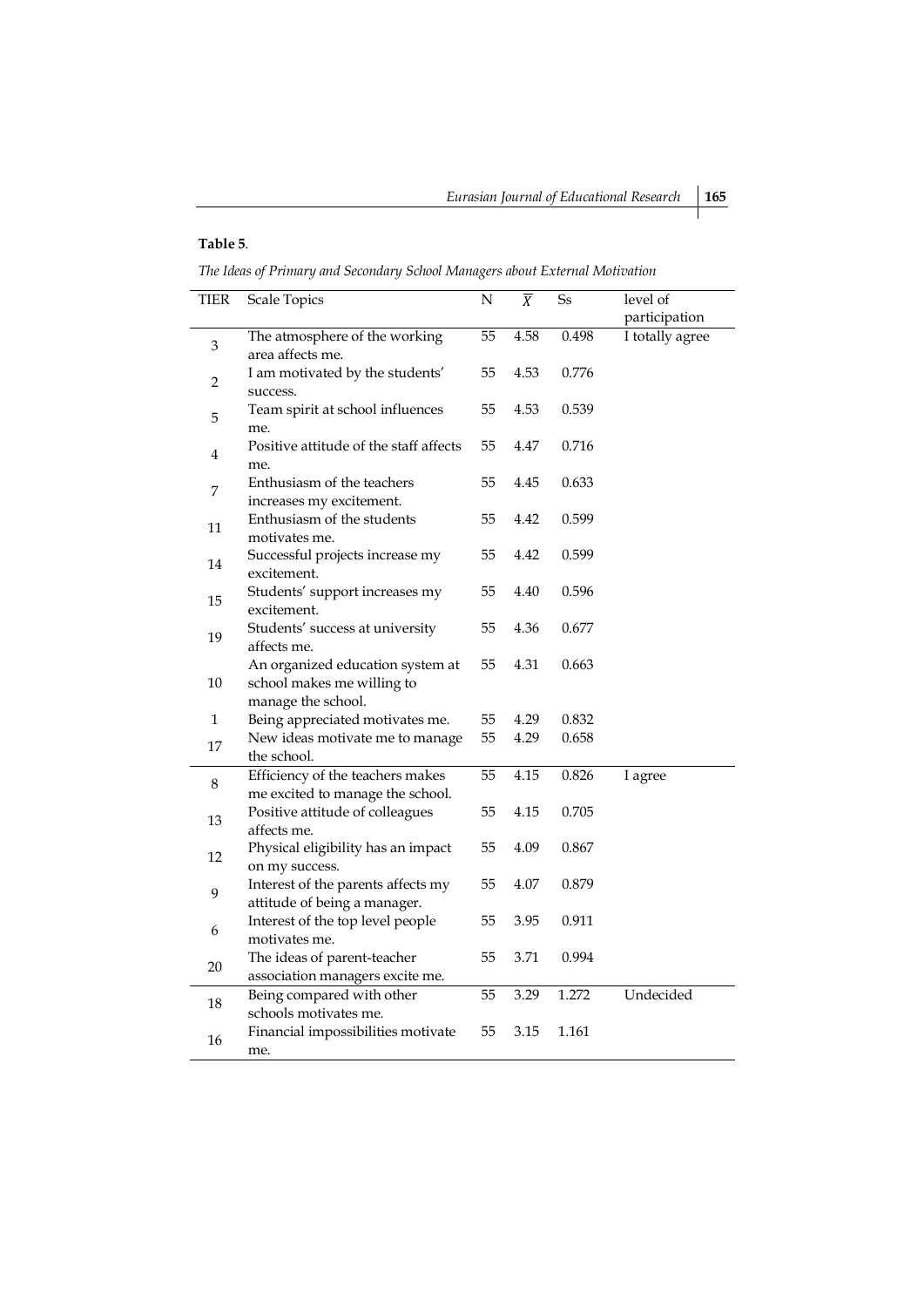**Table 5**.

*The Ideas of Primary and Secondary School Managers about External Motivation*

| TIER | Scale Topics | N | $\overline{X}$ | Ss | level of participation |
|---|---|---|---|---|---|
| 3 | The atmosphere of the working area affects me. | 55 | 4.58 | 0.498 | I totally agree |
| 2 | I am motivated by the students' success. | 55 | 4.53 | 0.776 | |
| 5 | Team spirit at school influences me. | 55 | 4.53 | 0.539 | |
| 4 | Positive attitude of the staff affects me. | 55 | 4.47 | 0.716 | |
| 7 | Enthusiasm of the teachers increases my excitement. | 55 | 4.45 | 0.633 | |
| 11 | Enthusiasm of the students motivates me. | 55 | 4.42 | 0.599 | |
| 14 | Successful projects increase my excitement. | 55 | 4.42 | 0.599 | |
| 15 | Students' support increases my excitement. | 55 | 4.40 | 0.596 | |
| 19 | Students' success at university affects me. | 55 | 4.36 | 0.677 | |
| 10 | An organized education system at school makes me willing to manage the school. | 55 | 4.31 | 0.663 | |
| 1 | Being appreciated motivates me. | 55 | 4.29 | 0.832 | |
| 17 | New ideas motivate me to manage the school. | 55 | 4.29 | 0.658 | |
| 8 | Efficiency of the teachers makes me excited to manage the school. | 55 | 4.15 | 0.826 | I agree |
| 13 | Positive attitude of colleagues affects me. | 55 | 4.15 | 0.705 | |
| 12 | Physical eligibility has an impact on my success. | 55 | 4.09 | 0.867 | |
| 9 | Interest of the parents affects my attitude of being a manager. | 55 | 4.07 | 0.879 | |
| 6 | Interest of the top level people motivates me. | 55 | 3.95 | 0.911 | |
| 20 | The ideas of parent-teacher association managers excite me. | 55 | 3.71 | 0.994 | |
| 18 | Being compared with other schools motivates me. | 55 | 3.29 | 1.272 | Undecided |
| 16 | Financial impossibilities motivate me. | 55 | 3.15 | 1.161 | |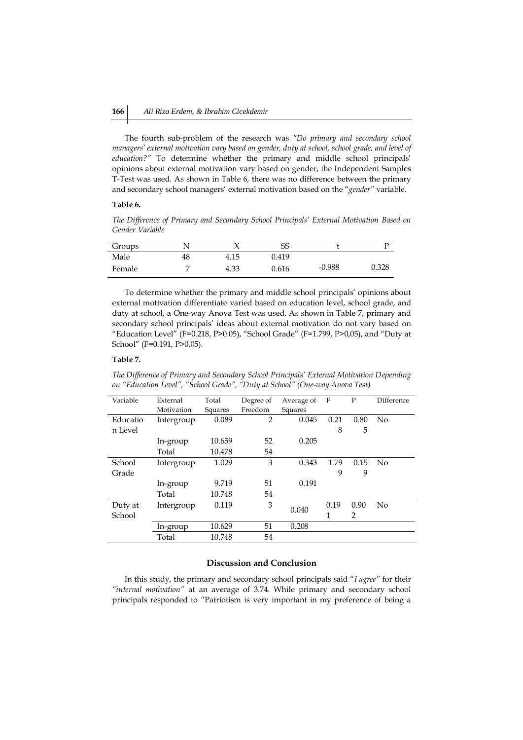The fourth sub-problem of the research was *"Do primary and secondary school managers' external motivation vary based on gender, duty at school, school grade, and level of education?"* To determine whether the primary and middle school principals' opinions about external motivation vary based on gender, the Independent Samples T-Test was used. As shown in Table 6, there was no difference between the primary and secondary school managers' external motivation based on the "*gender*" variable.

**Table 6.**

*The Difference of Primary and Secondary School Principals' External Motivation Based on Gender Variable*

| Groups | N | X | SS | t | P |
|---|---|---|---|---|---|
| Male | 48 | 4.15 | 0.419 | | |
| Female | 7 | 4.33 | 0.616 | -0.988 | 0.328 |

To determine whether the primary and middle school principals' opinions about external motivation differentiate varied based on education level, school grade, and duty at school, a One-way Anova Test was used. As shown in Table 7, primary and secondary school principals' ideas about external motivation do not vary based on "Education Level" (F=0.218, P>0.05), "School Grade" (F=1.799, P>0,05), and "Duty at School" (F=0.191, P>0.05).

**Table 7.**

*The Difference of Primary and Secondary School Principals' External Motivation Depending on "Education Level", "School Grade", "Duty at School" (One-way Anova Test)*

| Variable | External Motivation | Total Squares | Degree of Freedom | Average of Squares | F | P | Difference |
|---|---|---|---|---|---|---|---|
| Education Level | Intergroup | 0.089 | 2 | 0.045 | 0.218 | 0.805 | No |
| | In-group | 10.659 | 52 | 0.205 | | | |
| | Total | 10.478 | 54 | | | | |
| School Grade | Intergroup | 1.029 | 3 | 0.343 | 1.799 | 0.159 | No |
| | In-group | 9.719 | 51 | 0.191 | | | |
| | Total | 10.748 | 54 | | | | |
| Duty at School | Intergroup | 0.119 | 3 | 0.040 | 0.191 | 0.902 | No |
| | In-group | 10.629 | 51 | 0.208 | | | |
| | Total | 10.748 | 54 | | | | |

## Discussion and Conclusion

In this study, the primary and secondary school principals said "*I agree*" for their *"internal motivation"* at an average of 3.74. While primary and secondary school principals responded to "Patriotism is very important in my preference of being a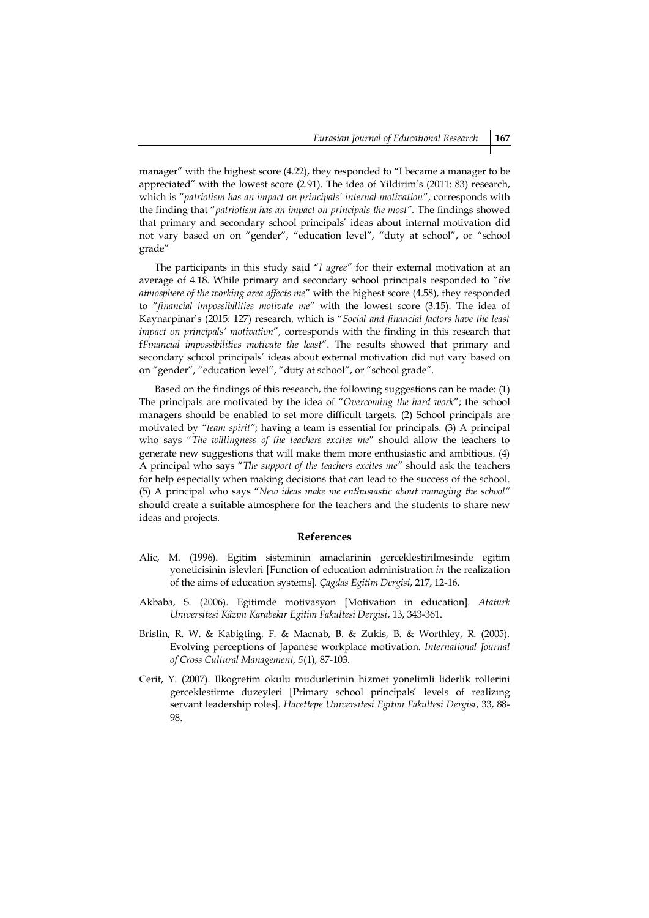manager" with the highest score (4.22), they responded to "I became a manager to be appreciated" with the lowest score (2.91). The idea of Yildirim's (2011: 83) research, which is "*patriotism has an impact on principals' internal motivation*", corresponds with the finding that "*patriotism has an impact on principals the most".* The findings showed that primary and secondary school principals' ideas about internal motivation did not vary based on on "gender", "education level", "duty at school", or "school grade"

The participants in this study said "*I agree*" for their external motivation at an average of 4.18. While primary and secondary school principals responded to "*the atmosphere of the working area affects me*" with the highest score (4.58), they responded to "*financial impossibilities motivate me*" with the lowest score (3.15). The idea of Kaynarpinar's (2015: 127) research, which is "*Social and financial factors have the least impact on principals' motivation*", corresponds with the finding in this research that f*Financial impossibilities motivate the least*". The results showed that primary and secondary school principals' ideas about external motivation did not vary based on on "gender", "education level", "duty at school", or "school grade".

Based on the findings of this research, the following suggestions can be made: (1) The principals are motivated by the idea of "*Overcoming the hard work*"; the school managers should be enabled to set more difficult targets. (2) School principals are motivated by *"team spirit"*; having a team is essential for principals. (3) A principal who says "*The willingness of the teachers excites me*" should allow the teachers to generate new suggestions that will make them more enthusiastic and ambitious. (4) A principal who says "*The support of the teachers excites me"* should ask the teachers for help especially when making decisions that can lead to the success of the school. (5) A principal who says "*New ideas make me enthusiastic about managing the school"* should create a suitable atmosphere for the teachers and the students to share new ideas and projects.

## References

Alic, M. (1996). Egitim sisteminin amaclarinin gerceklestirilmesinde egitim yoneticisinin islevleri [Function of education administration *in* the realization of the aims of education systems]. *Çagdas Egitim Dergisi*, 217, 12-16.

Akbaba, S. (2006). Egitimde motivasyon [Motivation in education]. *Ataturk Universitesi Kâzım Karabekir Egitim Fakultesi Dergisi*, 13, 343-361.

Brislin, R. W. & Kabigting, F. & Macnab, B. & Zukis, B. & Worthley, R. (2005). Evolving perceptions of Japanese workplace motivation. *International Journal of Cross Cultural Management, 5*(1), 87-103.

Cerit, Y. (2007). Ilkogretim okulu mudurlerinin hizmet yonelimli liderlik rollerini gerceklestirme duzeyleri [Primary school principals' levels of realizıng servant leadership roles]. *Hacettepe Universitesi Egitim Fakultesi Dergisi*, 33, 88-98.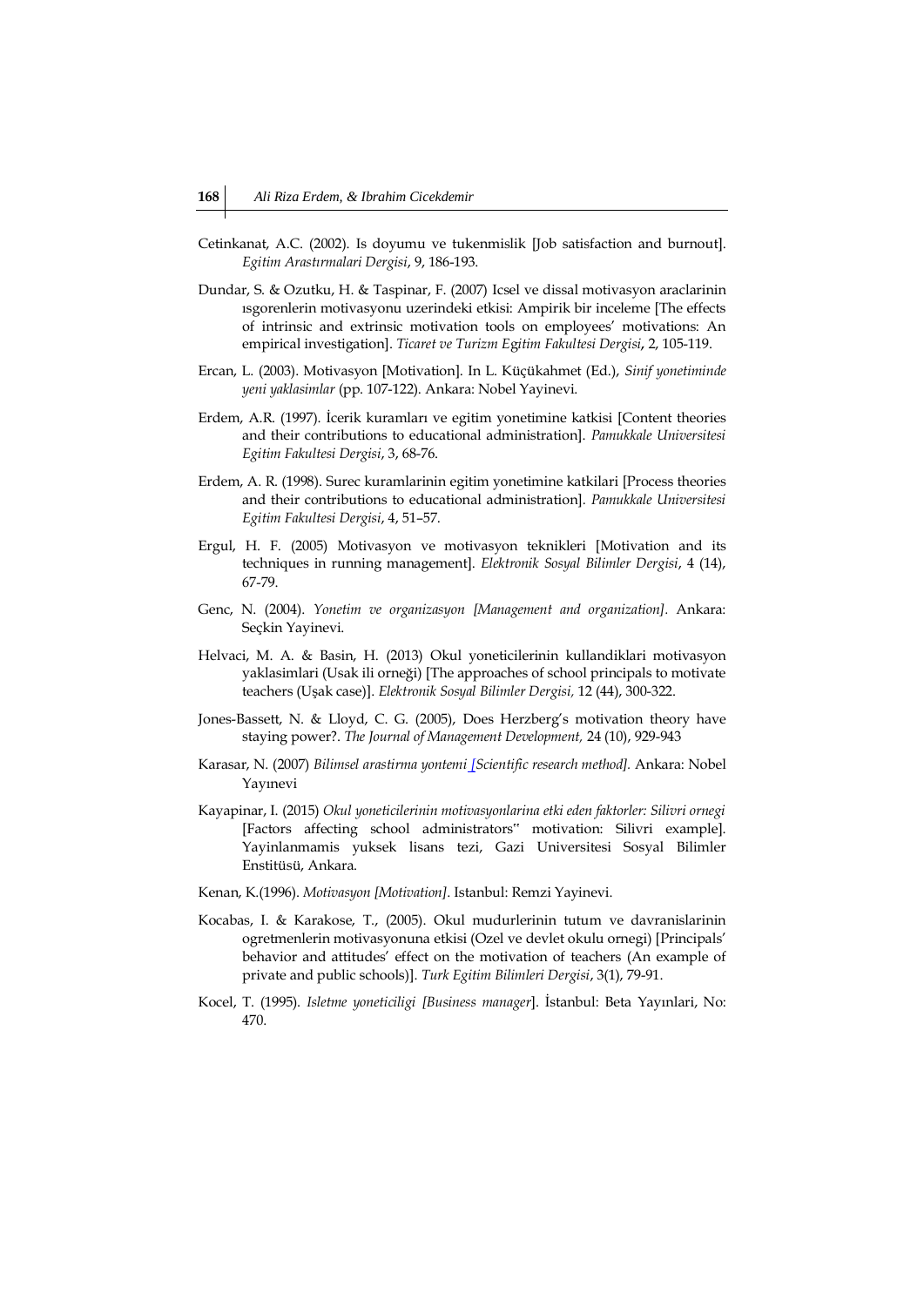Cetinkanat, A.C. (2002). Is doyumu ve tukenmislik [Job satisfaction and burnout]. *Egitim Arastırmalari Dergisi*, 9, 186-193.

Dundar, S. & Ozutku, H. & Taspinar, F. (2007) Icsel ve dissal motivasyon araclarinin ısgorenlerin motivasyonu uzerindeki etkisi: Ampirik bir inceleme [The effects of intrinsic and extrinsic motivation tools on employees' motivations: An empirical investigation]. *Ticaret ve Turizm Egitim Fakultesi Dergisi*, 2, 105-119.

Ercan, L. (2003). Motivasyon [Motivation]. In L. Küçükahmet (Ed.), *Sinif yonetiminde yeni yaklasimlar* (pp. 107-122). Ankara: Nobel Yayinevi.

Erdem, A.R. (1997). İcerik kuramları ve egitim yonetimine katkisi [Content theories and their contributions to educational administration]. *Pamukkale Universitesi Egitim Fakultesi Dergisi*, 3, 68-76.

Erdem, A. R. (1998). Surec kuramlarinin egitim yonetimine katkilari [Process theories and their contributions to educational administration]. *Pamukkale Universitesi Egitim Fakultesi Dergisi*, 4, 51–57.

Ergul, H. F. (2005) Motivasyon ve motivasyon teknikleri [Motivation and its techniques in running management]. *Elektronik Sosyal Bilimler Dergisi*, 4 (14), 67-79.

Genc, N. (2004). *Yonetim ve organizasyon [Management and organization].* Ankara: Seçkin Yayinevi.

Helvaci, M. A. & Basin, H. (2013) Okul yoneticilerinin kullandiklari motivasyon yaklasimlari (Usak ili orneği) [The approaches of school principals to motivate teachers (Uşak case)]. *Elektronik Sosyal Bilimler Dergisi,* 12 (44), 300-322.

Jones-Bassett, N. & Lloyd, C. G. (2005), Does Herzberg's motivation theory have staying power?. *The Journal of Management Development,* 24 (10), 929-943

Karasar, N. (2007) *Bilimsel arastirma yontemi [Scientific research method].* Ankara: Nobel Yayınevi

Kayapinar, I. (2015) *Okul yoneticilerinin motivasyonlarina etki eden faktorler: Silivri ornegi* [Factors affecting school administrators" motivation: Silivri example]. Yayinlanmamis yuksek lisans tezi, Gazi Universitesi Sosyal Bilimler Enstitüsü, Ankara.

Kenan, K.(1996). *Motivasyon [Motivation]*. Istanbul: Remzi Yayinevi.

Kocabas, I. & Karakose, T., (2005). Okul mudurlerinin tutum ve davranislarinin ogretmenlerin motivasyonuna etkisi (Ozel ve devlet okulu ornegi) [Principals' behavior and attitudes' effect on the motivation of teachers (An example of private and public schools)]. *Turk Egitim Bilimleri Dergisi*, 3(1), 79-91.

Kocel, T. (1995). *Isletme yoneticiligi [Business manager*]. İstanbul: Beta Yayınlari, No: 470.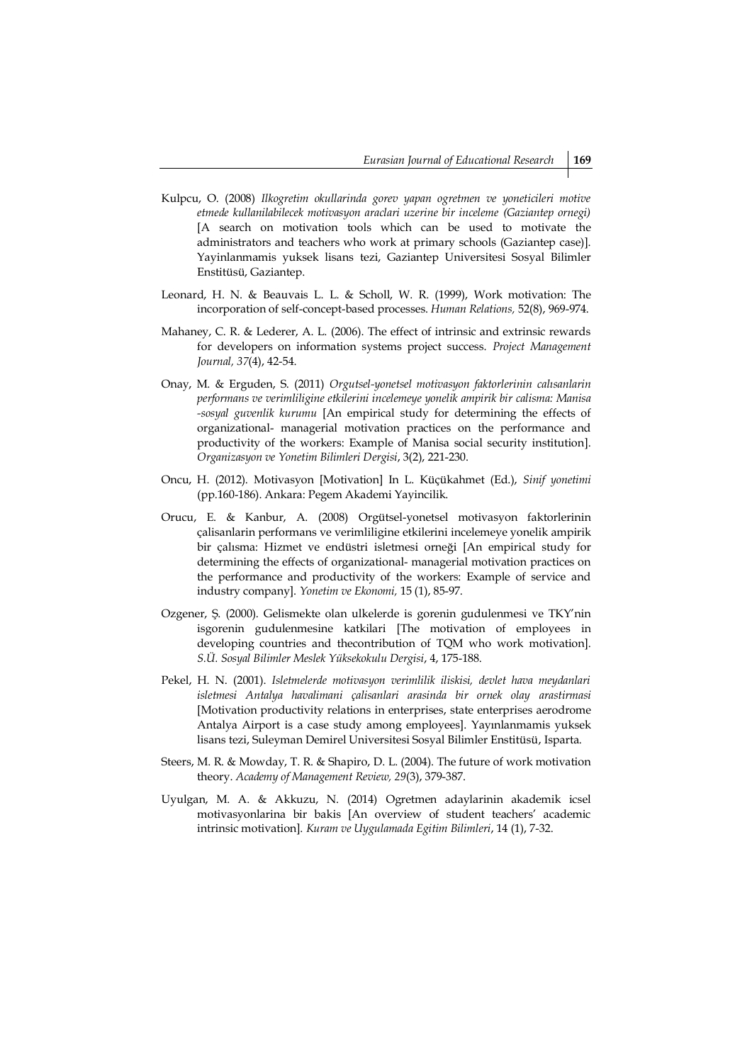Kulpcu, O. (2008) *Ilkogretim okullarinda gorev yapan ogretmen ve yoneticileri motive etmede kullanilabilecek motivasyon araclari uzerine bir inceleme (Gaziantep ornegi)* [A search on motivation tools which can be used to motivate the administrators and teachers who work at primary schools (Gaziantep case)]. Yayinlanmamis yuksek lisans tezi, Gaziantep Universitesi Sosyal Bilimler Enstitüsü, Gaziantep.

Leonard, H. N. & Beauvais L. L. & Scholl, W. R. (1999), Work motivation: The incorporation of self-concept-based processes. *Human Relations,* 52(8), 969-974.

Mahaney, C. R. & Lederer, A. L. (2006). The effect of intrinsic and extrinsic rewards for developers on information systems project success. *Project Management Journal, 37*(4), 42-54.

Onay, M. & Erguden, S. (2011) *Orgutsel-yonetsel motivasyon faktorlerinin calısanlarin performans ve verimliligine etkilerini incelemeye yonelik ampirik bir calisma: Manisa -sosyal guvenlik kurumu* [An empirical study for determining the effects of organizational- managerial motivation practices on the performance and productivity of the workers: Example of Manisa social security institution]. *Organizasyon ve Yonetim Bilimleri Dergisi*, 3(2), 221-230.

Oncu, H. (2012). Motivasyon [Motivation] In L. Küçükahmet (Ed.), *Sinif yonetimi* (pp.160-186). Ankara: Pegem Akademi Yayincilik.

Orucu, E. & Kanbur, A. (2008) Orgütsel-yonetsel motivasyon faktorlerinin çalisanlarin performans ve verimliligine etkilerini incelemeye yonelik ampirik bir çalısma: Hizmet ve endüstri isletmesi orneği [An empirical study for determining the effects of organizational- managerial motivation practices on the performance and productivity of the workers: Example of service and industry company]. *Yonetim ve Ekonomi,* 15 (1), 85-97.

Ozgener, Ş. (2000). Gelismekte olan ulkelerde is gorenin gudulenmesi ve TKY'nin isgorenin gudulenmesine katkilari [The motivation of employees in developing countries and thecontribution of TQM who work motivation]. *S.Ü. Sosyal Bilimler Meslek Yüksekokulu Dergisi*, 4, 175-188.

Pekel, H. N. (2001). *Isletmelerde motivasyon verimlilik iliskisi, devlet hava meydanlari isletmesi Antalya havalimani çalisanlari arasinda bir ornek olay arastirmasi* [Motivation productivity relations in enterprises, state enterprises aerodrome Antalya Airport is a case study among employees]. Yayınlanmamis yuksek lisans tezi, Suleyman Demirel Universitesi Sosyal Bilimler Enstitüsü, Isparta.

Steers, M. R. & Mowday, T. R. & Shapiro, D. L. (2004). The future of work motivation theory. *Academy of Management Review, 29*(3), 379-387.

Uyulgan, M. A. & Akkuzu, N. (2014) Ogretmen adaylarinin akademik icsel motivasyonlarina bir bakis [An overview of student teachers' academic intrinsic motivation]. *Kuram ve Uygulamada Egitim Bilimleri*, 14 (1), 7-32.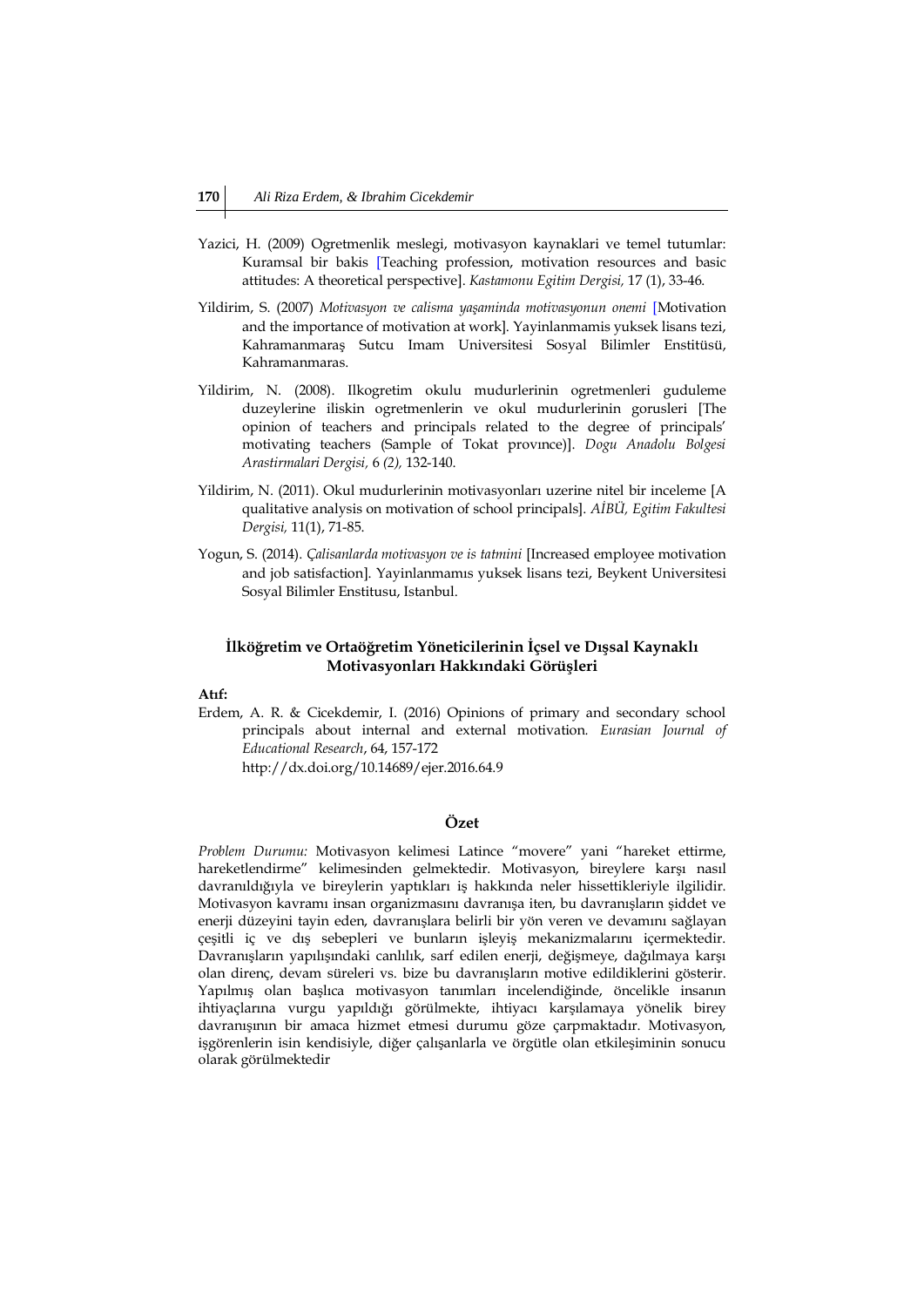Yazici, H. (2009) Ogretmenlik meslegi, motivasyon kaynaklari ve temel tutumlar: Kuramsal bir bakis [Teaching profession, motivation resources and basic attitudes: A theoretical perspective]. *Kastamonu Egitim Dergisi,* 17 (1), 33-46.

Yildirim, S. (2007) *Motivasyon ve calisma yaşaminda motivasyonun onemi* [Motivation and the importance of motivation at work]. Yayinlanmamis yuksek lisans tezi, Kahramanmaraş Sutcu Imam Universitesi Sosyal Bilimler Enstitüsü, Kahramanmaras.

Yildirim, N. (2008). Ilkogretim okulu mudurlerinin ogretmenleri guduleme duzeylerine iliskin ogretmenlerin ve okul mudurlerinin gorusleri [The opinion of teachers and principals related to the degree of principals' motivating teachers (Sample of Tokat provınce)]. *Dogu Anadolu Bolgesi Arastirmalari Dergisi,* 6 *(2),* 132-140.

Yildirim, N. (2011). Okul mudurlerinin motivasyonları uzerine nitel bir inceleme [A qualitative analysis on motivation of school principals]. *AİBÜ, Egitim Fakultesi Dergisi,* 11(1), 71-85.

Yogun, S. (2014). *Çalisanlarda motivasyon ve is tatmini* [Increased employee motivation and job satisfaction]. Yayinlanmamıs yuksek lisans tezi, Beykent Universitesi Sosyal Bilimler Enstitusu, Istanbul.

## İlköğretim ve Ortaöğretim Yöneticilerinin İçsel ve Dışsal Kaynaklı Motivasyonları Hakkındaki Görüşleri

**Atıf:**

Erdem, A. R. & Cicekdemir, I. (2016) Opinions of primary and secondary school principals about internal and external motivation. *Eurasian Journal of Educational Research*, 64, 157-172
http://dx.doi.org/10.14689/ejer.2016.64.9

### Özet

*Problem Durumu:* Motivasyon kelimesi Latince "movere" yani "hareket ettirme, hareketlendirme" kelimesinden gelmektedir. Motivasyon, bireylere karşı nasıl davranıldığıyla ve bireylerin yaptıkları iş hakkında neler hissettikleriyle ilgilidir. Motivasyon kavramı insan organizmasını davranışa iten, bu davranışların şiddet ve enerji düzeyini tayin eden, davranışlara belirli bir yön veren ve devamını sağlayan çeşitli iç ve dış sebepleri ve bunların işleyiş mekanizmalarını içermektedir. Davranışların yapılışındaki canlılık, sarf edilen enerji, değişmeye, dağılmaya karşı olan direnç, devam süreleri vs. bize bu davranışların motive edildiklerini gösterir. Yapılmış olan başlıca motivasyon tanımları incelendiğinde, öncelikle insanın ihtiyaçlarına vurgu yapıldığı görülmekte, ihtiyacı karşılamaya yönelik birey davranışının bir amaca hizmet etmesi durumu göze çarpmaktadır. Motivasyon, işgörenlerin isin kendisiyle, diğer çalışanlarla ve örgütle olan etkileşiminin sonucu olarak görülmektedir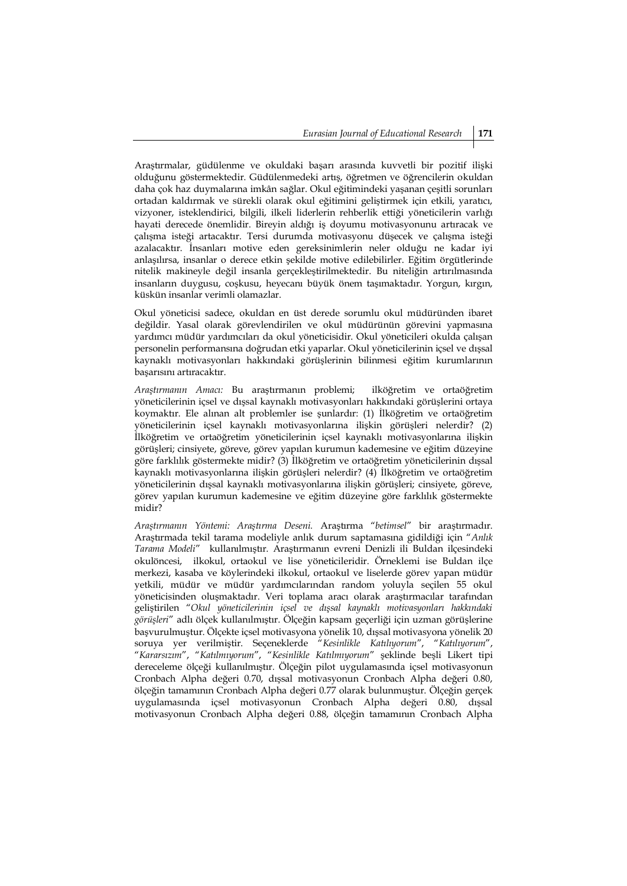Araştırmalar, güdülenme ve okuldaki başarı arasında kuvvetli bir pozitif ilişki olduğunu göstermektedir. Güdülenmedeki artış, öğretmen ve öğrencilerin okuldan daha çok haz duymalarına imkân sağlar. Okul eğitimindeki yaşanan çeşitli sorunları ortadan kaldırmak ve sürekli olarak okul eğitimini geliştirmek için etkili, yaratıcı, vizyoner, isteklendirici, bilgili, ilkeli liderlerin rehberlik ettiği yöneticilerin varlığı hayati derecede önemlidir. Bireyin aldığı iş doyumu motivasyonunu artıracak ve çalışma isteği artacaktır. Tersi durumda motivasyonu düşecek ve çalışma isteği azalacaktır. İnsanları motive eden gereksinimlerin neler olduğu ne kadar iyi anlaşılırsa, insanlar o derece etkin şekilde motive edilebilirler. Eğitim örgütlerinde nitelik makineyle değil insanla gerçekleştirilmektedir. Bu niteliğin artırılmasında insanların duygusu, coşkusu, heyecanı büyük önem taşımaktadır. Yorgun, kırgın, küskün insanlar verimli olamazlar.

Okul yöneticisi sadece, okuldan en üst derede sorumlu okul müdüründen ibaret değildir. Yasal olarak görevlendirilen ve okul müdürünün görevini yapmasına yardımcı müdür yardımcıları da okul yöneticisidir. Okul yöneticileri okulda çalışan personelin performansına doğrudan etki yaparlar. Okul yöneticilerinin içsel ve dışsal kaynaklı motivasyonları hakkındaki görüşlerinin bilinmesi eğitim kurumlarının başarısını artıracaktır.

*Araştırmanın Amacı:* Bu araştırmanın problemi; ilköğretim ve ortaöğretim yöneticilerinin içsel ve dışsal kaynaklı motivasyonları hakkındaki görüşlerini ortaya koymaktır. Ele alınan alt problemler ise şunlardır: (1) İlköğretim ve ortaöğretim yöneticilerinin içsel kaynaklı motivasyonlarına ilişkin görüşleri nelerdir? (2) İlköğretim ve ortaöğretim yöneticilerinin içsel kaynaklı motivasyonlarına ilişkin görüşleri; cinsiyete, göreve, görev yapılan kurumun kademesine ve eğitim düzeyine göre farklılık göstermekte midir? (3) İlköğretim ve ortaöğretim yöneticilerinin dışsal kaynaklı motivasyonlarına ilişkin görüşleri nelerdir? (4) İlköğretim ve ortaöğretim yöneticilerinin dışsal kaynaklı motivasyonlarına ilişkin görüşleri; cinsiyete, göreve, görev yapılan kurumun kademesine ve eğitim düzeyine göre farklılık göstermekte midir?

*Araştırmanın Yöntemi: Araştırma Deseni.* Araştırma "*betimsel*" bir araştırmadır. Araştırmada tekil tarama modeliyle anlık durum saptamasına gidildiği için "*Anlık Tarama Modeli*" kullanılmıştır. Araştırmanın evreni Denizli ili Buldan ilçesindeki okulöncesi, ilkokul, ortaokul ve lise yöneticileridir. Örneklemi ise Buldan ilçe merkezi, kasaba ve köylerindeki ilkokul, ortaokul ve liselerde görev yapan müdür yetkili, müdür ve müdür yardımcılarından random yoluyla seçilen 55 okul yöneticisinden oluşmaktadır. Veri toplama aracı olarak araştırmacılar tarafından geliştirilen "*Okul yöneticilerinin içsel ve dışsal kaynaklı motivasyonları hakkındaki görüşleri*" adlı ölçek kullanılmıştır. Ölçeğin kapsam geçerliği için uzman görüşlerine başvurulmuştur. Ölçekte içsel motivasyona yönelik 10, dışsal motivasyona yönelik 20 soruya yer verilmiştir. Seçeneklerde "*Kesinlikle Katılıyorum*", "*Katılıyorum*", "*Kararsızım*", "*Katılmıyorum*", "*Kesinlikle Katılmıyorum*" şeklinde beşli Likert tipi dereceleme ölçeği kullanılmıştır. Ölçeğin pilot uygulamasında içsel motivasyonun Cronbach Alpha değeri 0.70, dışsal motivasyonun Cronbach Alpha değeri 0.80, ölçeğin tamamının Cronbach Alpha değeri 0.77 olarak bulunmuştur. Ölçeğin gerçek uygulamasında içsel motivasyonun Cronbach Alpha değeri 0.80, dışsal motivasyonun Cronbach Alpha değeri 0.88, ölçeğin tamamının Cronbach Alpha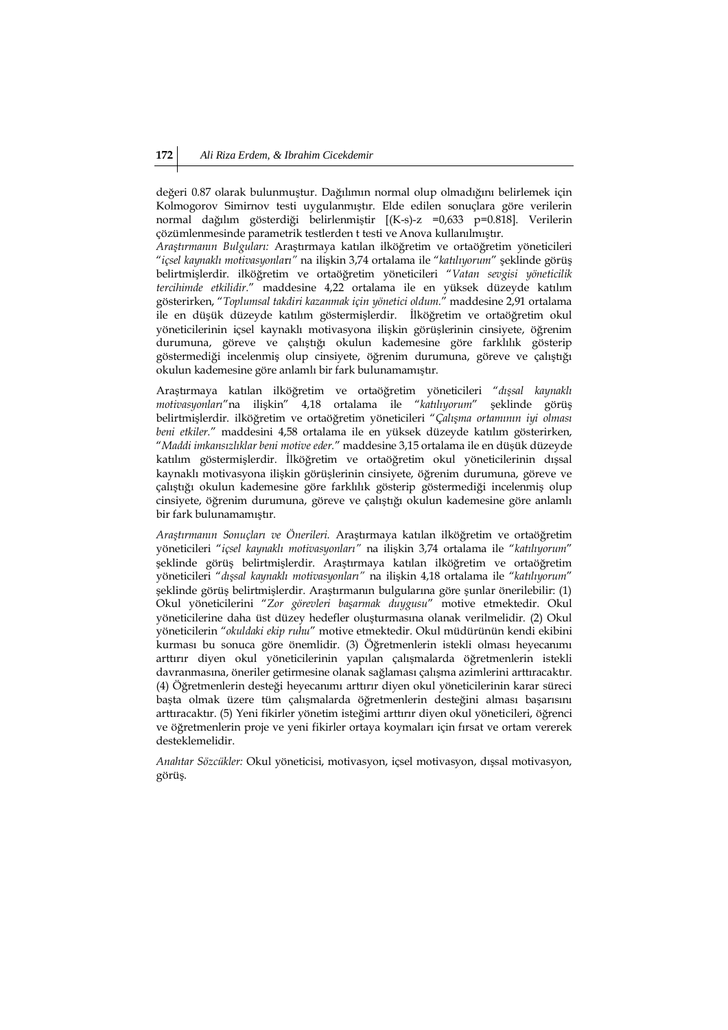değeri 0.87 olarak bulunmuştur. Dağılımın normal olup olmadığını belirlemek için Kolmogorov Simirnov testi uygulanmıştır. Elde edilen sonuçlara göre verilerin normal dağılım gösterdiği belirlenmiştir [(K-s)-z =0,633 p=0.818]. Verilerin çözümlenmesinde parametrik testlerden t testi ve Anova kullanılmıştır.

*Araştırmanın Bulguları:* Araştırmaya katılan ilköğretim ve ortaöğretim yöneticileri "*içsel kaynaklı motivasyonları*" na ilişkin 3,74 ortalama ile "*katılıyorum*" şeklinde görüş belirtmişlerdir. ilköğretim ve ortaöğretim yöneticileri "*Vatan sevgisi yöneticilik tercihimde etkilidir.*" maddesine 4,22 ortalama ile en yüksek düzeyde katılım gösterirken, "*Toplumsal takdiri kazanmak için yönetici oldum.*" maddesine 2,91 ortalama ile en düşük düzeyde katılım göstermişlerdir. İlköğretim ve ortaöğretim okul yöneticilerinin içsel kaynaklı motivasyona ilişkin görüşlerinin cinsiyete, öğrenim durumuna, göreve ve çalıştığı okulun kademesine göre farklılık gösterip göstermediği incelenmiş olup cinsiyete, öğrenim durumuna, göreve ve çalıştığı okulun kademesine göre anlamlı bir fark bulunamamıştır.

Araştırmaya katılan ilköğretim ve ortaöğretim yöneticileri "*dışsal kaynaklı motivasyonları*"na ilişkin" 4,18 ortalama ile "*katılıyorum*" şeklinde görüş belirtmişlerdir. ilköğretim ve ortaöğretim yöneticileri "*Çalışma ortamının iyi olması beni etkiler.*" maddesini 4,58 ortalama ile en yüksek düzeyde katılım gösterirken, "*Maddi imkansızlıklar beni motive eder.*" maddesine 3,15 ortalama ile en düşük düzeyde katılım göstermişlerdir. İlköğretim ve ortaöğretim okul yöneticilerinin dışsal kaynaklı motivasyona ilişkin görüşlerinin cinsiyete, öğrenim durumuna, göreve ve çalıştığı okulun kademesine göre farklılık gösterip göstermediği incelenmiş olup cinsiyete, öğrenim durumuna, göreve ve çalıştığı okulun kademesine göre anlamlı bir fark bulunamamıştır.

*Araştırmanın Sonuçları ve Önerileri.* Araştırmaya katılan ilköğretim ve ortaöğretim yöneticileri "*içsel kaynaklı motivasyonları*" na ilişkin 3,74 ortalama ile "*katılıyorum*" şeklinde görüş belirtmişlerdir. Araştırmaya katılan ilköğretim ve ortaöğretim yöneticileri "*dışsal kaynaklı motivasyonları*" na ilişkin 4,18 ortalama ile "*katılıyorum*" şeklinde görüş belirtmişlerdir. Araştırmanın bulgularına göre şunlar önerilebilir: (1) Okul yöneticilerini "*Zor görevleri başarmak duygusu*" motive etmektedir. Okul yöneticilerine daha üst düzey hedefler oluşturmasına olanak verilmelidir. (2) Okul yöneticilerin "*okuldaki ekip ruhu*" motive etmektedir. Okul müdürünün kendi ekibini kurması bu sonuca göre önemlidir. (3) Öğretmenlerin istekli olması heyecanımı arttırır diyen okul yöneticilerinin yapılan çalışmalarda öğretmenlerin istekli davranmasına, öneriler getirmesine olanak sağlaması çalışma azimlerini arttıracaktır. (4) Öğretmenlerin desteği heyecanımı arttırır diyen okul yöneticilerinin karar süreci başta olmak üzere tüm çalışmalarda öğretmenlerin desteğini alması başarısını arttıracaktır. (5) Yeni fikirler yönetim isteğimi arttırır diyen okul yöneticileri, öğrenci ve öğretmenlerin proje ve yeni fikirler ortaya koymaları için fırsat ve ortam vererek desteklemelidir.

*Anahtar Sözcükler:* Okul yöneticisi, motivasyon, içsel motivasyon, dışsal motivasyon, görüş.